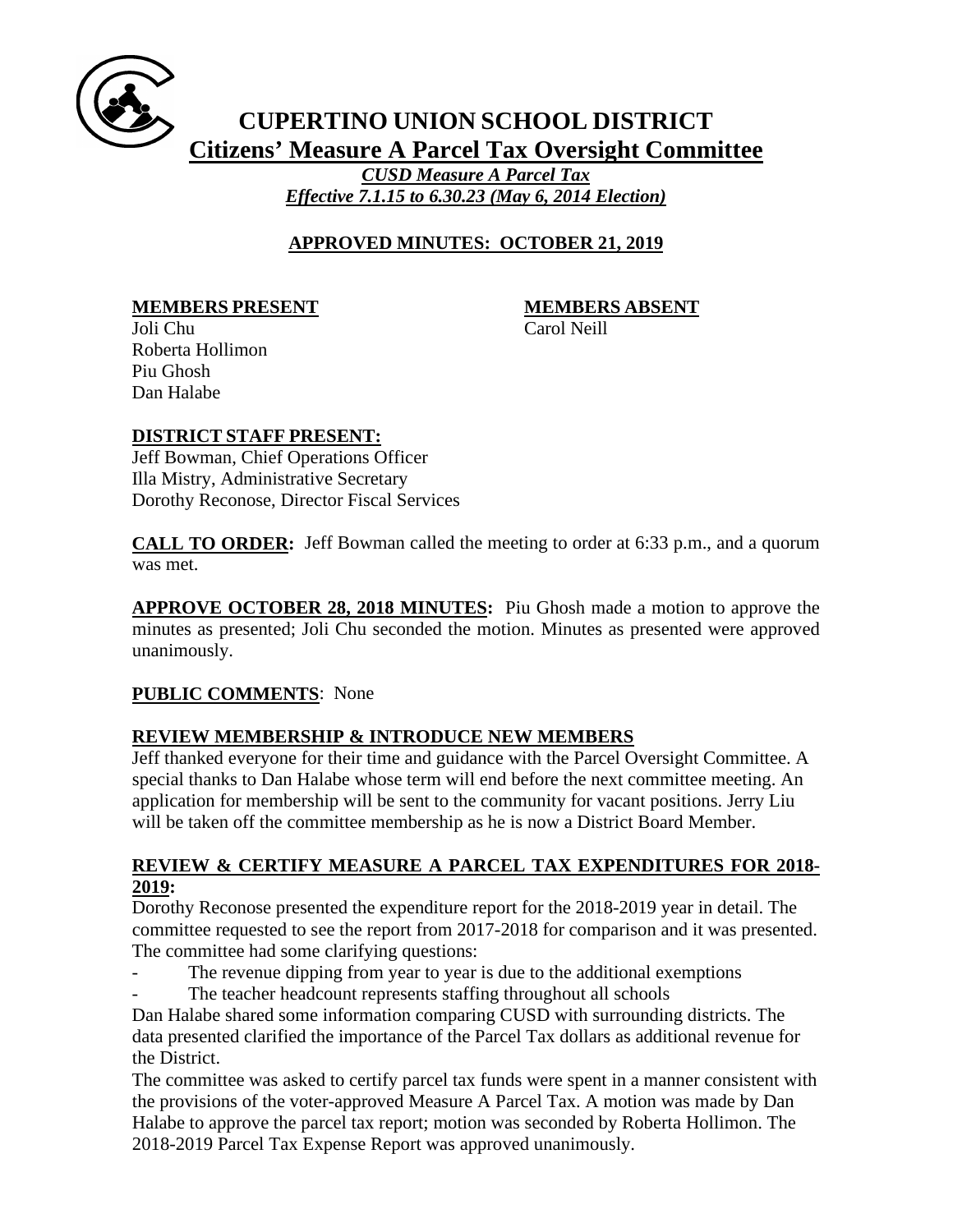# CUPERTINO UNION SCHOOL DISTRICT

## Citizens' Measure A Parcel Tax Oversight Committee

***CUSD Measure A Parcel Tax***
***Effective 7.1.15 to 6.30.23 (May 6, 2014 Election)***

**APPROVED MINUTES: OCTOBER 21, 2019**

**MEMBERS PRESENT**
Joli Chu
Roberta Hollimon
Piu Ghosh
Dan Halabe

**MEMBERS ABSENT**
Carol Neill

**DISTRICT STAFF PRESENT:**
Jeff Bowman, Chief Operations Officer
Illa Mistry, Administrative Secretary
Dorothy Reconose, Director Fiscal Services

**CALL TO ORDER:** Jeff Bowman called the meeting to order at 6:33 p.m., and a quorum was met.

**APPROVE OCTOBER 28, 2018 MINUTES:** Piu Ghosh made a motion to approve the minutes as presented; Joli Chu seconded the motion. Minutes as presented were approved unanimously.

**PUBLIC COMMENTS**: None

**REVIEW MEMBERSHIP & INTRODUCE NEW MEMBERS**

Jeff thanked everyone for their time and guidance with the Parcel Oversight Committee. A special thanks to Dan Halabe whose term will end before the next committee meeting. An application for membership will be sent to the community for vacant positions. Jerry Liu will be taken off the committee membership as he is now a District Board Member.

**REVIEW & CERTIFY MEASURE A PARCEL TAX EXPENDITURES FOR 2018-2019:**

Dorothy Reconose presented the expenditure report for the 2018-2019 year in detail. The committee requested to see the report from 2017-2018 for comparison and it was presented. The committee had some clarifying questions:

- The revenue dipping from year to year is due to the additional exemptions
- The teacher headcount represents staffing throughout all schools

Dan Halabe shared some information comparing CUSD with surrounding districts. The data presented clarified the importance of the Parcel Tax dollars as additional revenue for the District.

The committee was asked to certify parcel tax funds were spent in a manner consistent with the provisions of the voter-approved Measure A Parcel Tax. A motion was made by Dan Halabe to approve the parcel tax report; motion was seconded by Roberta Hollimon. The 2018-2019 Parcel Tax Expense Report was approved unanimously.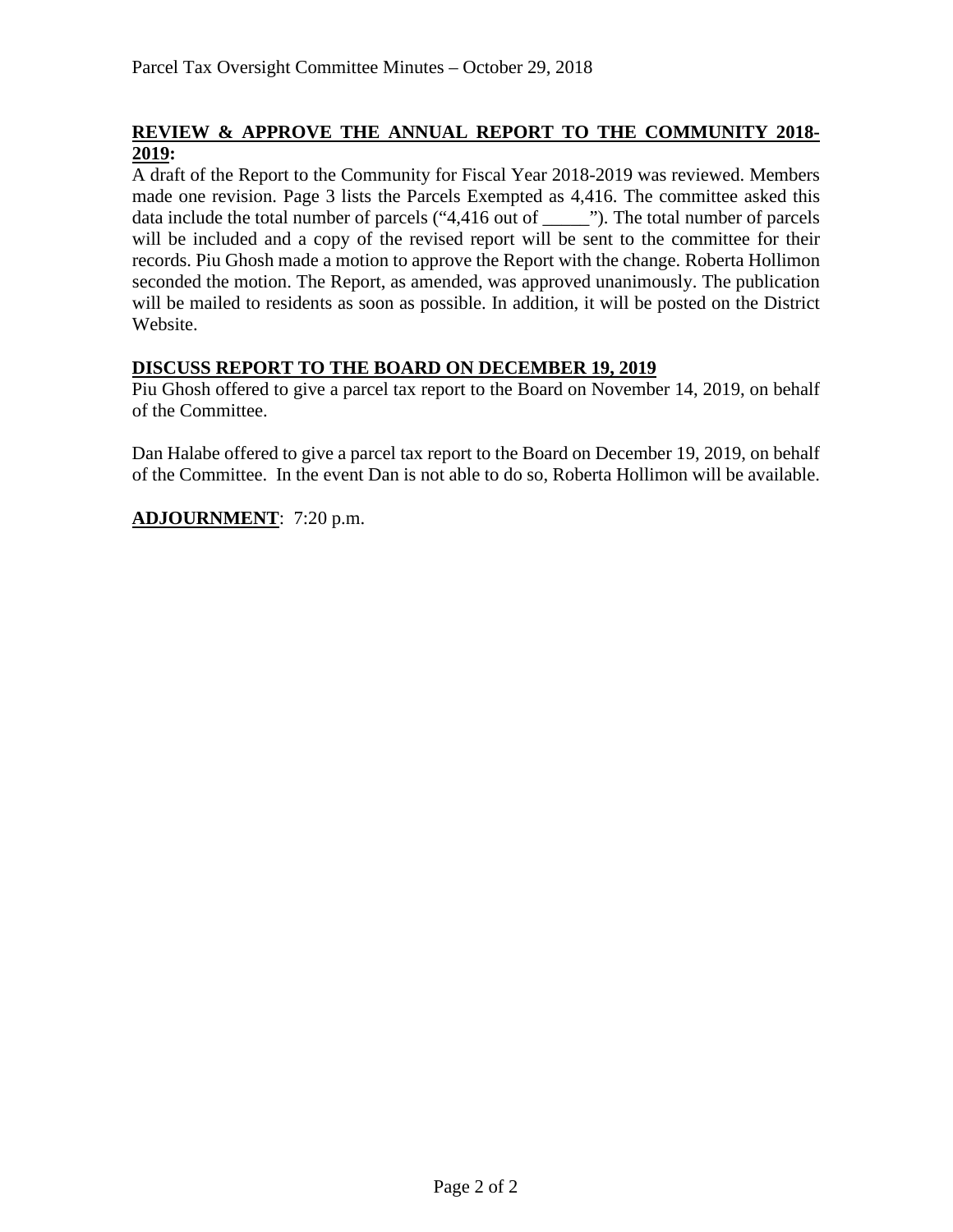**REVIEW & APPROVE THE ANNUAL REPORT TO THE COMMUNITY 2018-2019:**

A draft of the Report to the Community for Fiscal Year 2018-2019 was reviewed. Members made one revision. Page 3 lists the Parcels Exempted as 4,416. The committee asked this data include the total number of parcels ("4,416 out of _____"). The total number of parcels will be included and a copy of the revised report will be sent to the committee for their records. Piu Ghosh made a motion to approve the Report with the change. Roberta Hollimon seconded the motion. The Report, as amended, was approved unanimously. The publication will be mailed to residents as soon as possible. In addition, it will be posted on the District Website.

**DISCUSS REPORT TO THE BOARD ON DECEMBER 19, 2019**

Piu Ghosh offered to give a parcel tax report to the Board on November 14, 2019, on behalf of the Committee.

Dan Halabe offered to give a parcel tax report to the Board on December 19, 2019, on behalf of the Committee. In the event Dan is not able to do so, Roberta Hollimon will be available.

**ADJOURNMENT**: 7:20 p.m.